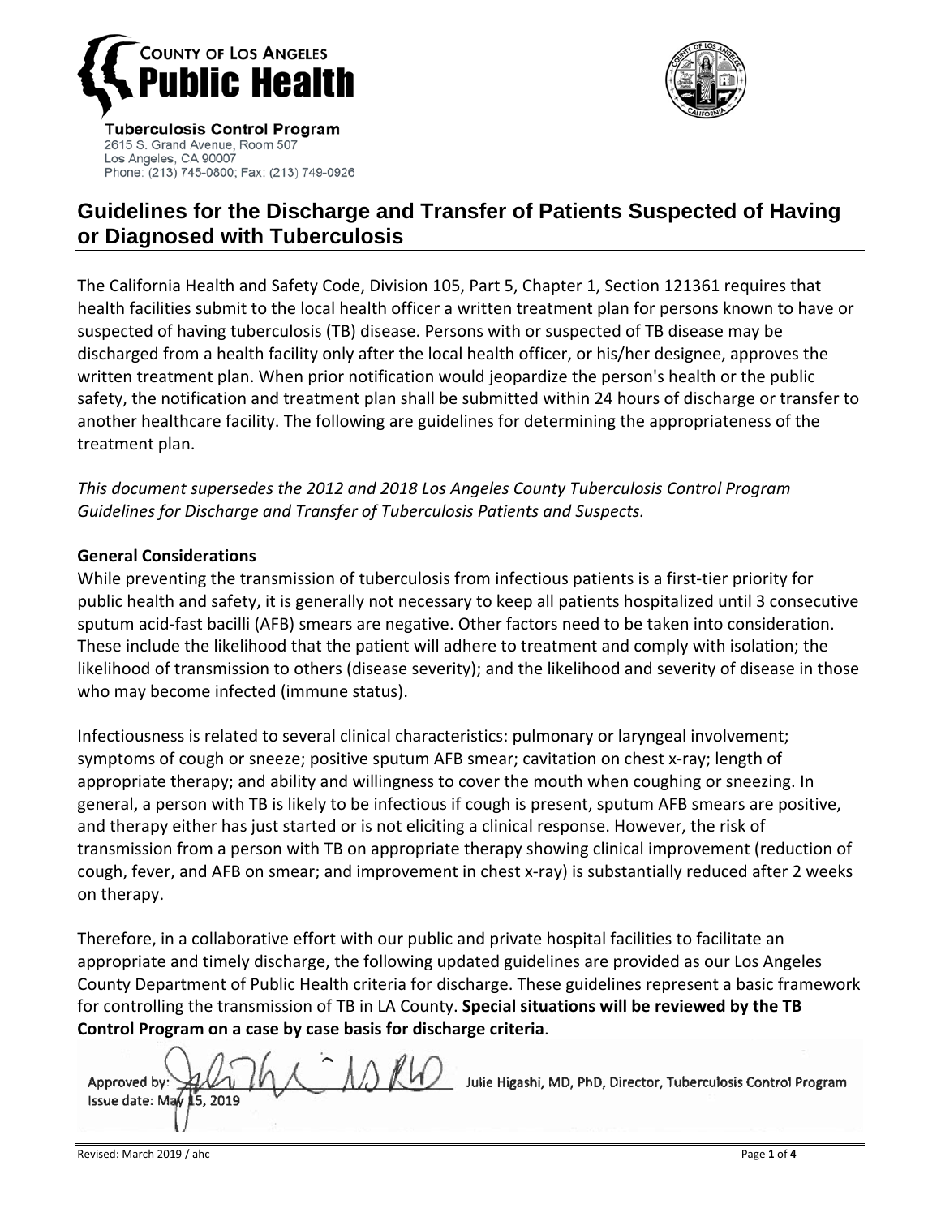**COUNTY OF LOS ANGELES**
**Public Health**

**Tuberculosis Control Program**
2615 S. Grand Avenue, Room 507
Los Angeles, CA 90007
Phone: (213) 745-0800; Fax: (213) 749-0926

# Guidelines for the Discharge and Transfer of Patients Suspected of Having or Diagnosed with Tuberculosis

The California Health and Safety Code, Division 105, Part 5, Chapter 1, Section 121361 requires that health facilities submit to the local health officer a written treatment plan for persons known to have or suspected of having tuberculosis (TB) disease. Persons with or suspected of TB disease may be discharged from a health facility only after the local health officer, or his/her designee, approves the written treatment plan. When prior notification would jeopardize the person's health or the public safety, the notification and treatment plan shall be submitted within 24 hours of discharge or transfer to another healthcare facility. The following are guidelines for determining the appropriateness of the treatment plan.

*This document supersedes the 2012 and 2018 Los Angeles County Tuberculosis Control Program Guidelines for Discharge and Transfer of Tuberculosis Patients and Suspects.*

**General Considerations**

While preventing the transmission of tuberculosis from infectious patients is a first-tier priority for public health and safety, it is generally not necessary to keep all patients hospitalized until 3 consecutive sputum acid-fast bacilli (AFB) smears are negative. Other factors need to be taken into consideration. These include the likelihood that the patient will adhere to treatment and comply with isolation; the likelihood of transmission to others (disease severity); and the likelihood and severity of disease in those who may become infected (immune status).

Infectiousness is related to several clinical characteristics: pulmonary or laryngeal involvement; symptoms of cough or sneeze; positive sputum AFB smear; cavitation on chest x-ray; length of appropriate therapy; and ability and willingness to cover the mouth when coughing or sneezing. In general, a person with TB is likely to be infectious if cough is present, sputum AFB smears are positive, and therapy either has just started or is not eliciting a clinical response. However, the risk of transmission from a person with TB on appropriate therapy showing clinical improvement (reduction of cough, fever, and AFB on smear; and improvement in chest x-ray) is substantially reduced after 2 weeks on therapy.

Therefore, in a collaborative effort with our public and private hospital facilities to facilitate an appropriate and timely discharge, the following updated guidelines are provided as our Los Angeles County Department of Public Health criteria for discharge. These guidelines represent a basic framework for controlling the transmission of TB in LA County. **Special situations will be reviewed by the TB Control Program on a case by case basis for discharge criteria**.

Approved by: Julie Higashi, MD, PhD, Director, Tuberculosis Control Program
Issue date: May 15, 2019

Revised: March 2019 / ahc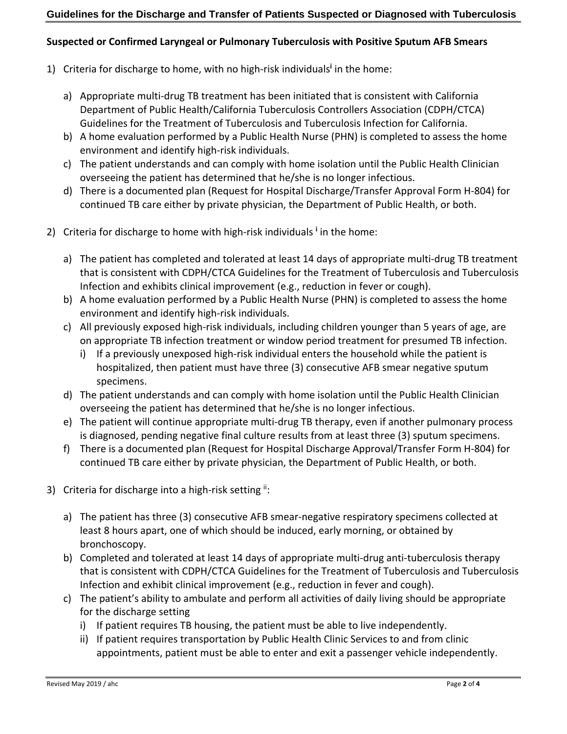## Suspected or Confirmed Laryngeal or Pulmonary Tuberculosis with Positive Sputum AFB Smears

1) Criteria for discharge to home, with no high-risk individuals[i] in the home:

   a) Appropriate multi-drug TB treatment has been initiated that is consistent with California Department of Public Health/California Tuberculosis Controllers Association (CDPH/CTCA) Guidelines for the Treatment of Tuberculosis and Tuberculosis Infection for California.
   b) A home evaluation performed by a Public Health Nurse (PHN) is completed to assess the home environment and identify high-risk individuals.
   c) The patient understands and can comply with home isolation until the Public Health Clinician overseeing the patient has determined that he/she is no longer infectious.
   d) There is a documented plan (Request for Hospital Discharge/Transfer Approval Form H-804) for continued TB care either by private physician, the Department of Public Health, or both.

2) Criteria for discharge to home with high-risk individuals[i] in the home:

   a) The patient has completed and tolerated at least 14 days of appropriate multi-drug TB treatment that is consistent with CDPH/CTCA Guidelines for the Treatment of Tuberculosis and Tuberculosis Infection and exhibits clinical improvement (e.g., reduction in fever or cough).
   b) A home evaluation performed by a Public Health Nurse (PHN) is completed to assess the home environment and identify high-risk individuals.
   c) All previously exposed high-risk individuals, including children younger than 5 years of age, are on appropriate TB infection treatment or window period treatment for presumed TB infection.
      i) If a previously unexposed high-risk individual enters the household while the patient is hospitalized, then patient must have three (3) consecutive AFB smear negative sputum specimens.
   d) The patient understands and can comply with home isolation until the Public Health Clinician overseeing the patient has determined that he/she is no longer infectious.
   e) The patient will continue appropriate multi-drug TB therapy, even if another pulmonary process is diagnosed, pending negative final culture results from at least three (3) sputum specimens.
   f) There is a documented plan (Request for Hospital Discharge Approval/Transfer Form H-804) for continued TB care either by private physician, the Department of Public Health, or both.

3) Criteria for discharge into a high-risk setting[ii]:

   a) The patient has three (3) consecutive AFB smear-negative respiratory specimens collected at least 8 hours apart, one of which should be induced, early morning, or obtained by bronchoscopy.
   b) Completed and tolerated at least 14 days of appropriate multi-drug anti-tuberculosis therapy that is consistent with CDPH/CTCA Guidelines for the Treatment of Tuberculosis and Tuberculosis Infection and exhibit clinical improvement (e.g., reduction in fever and cough).
   c) The patient's ability to ambulate and perform all activities of daily living should be appropriate for the discharge setting
      i) If patient requires TB housing, the patient must be able to live independently.
      ii) If patient requires transportation by Public Health Clinic Services to and from clinic appointments, patient must be able to enter and exit a passenger vehicle independently.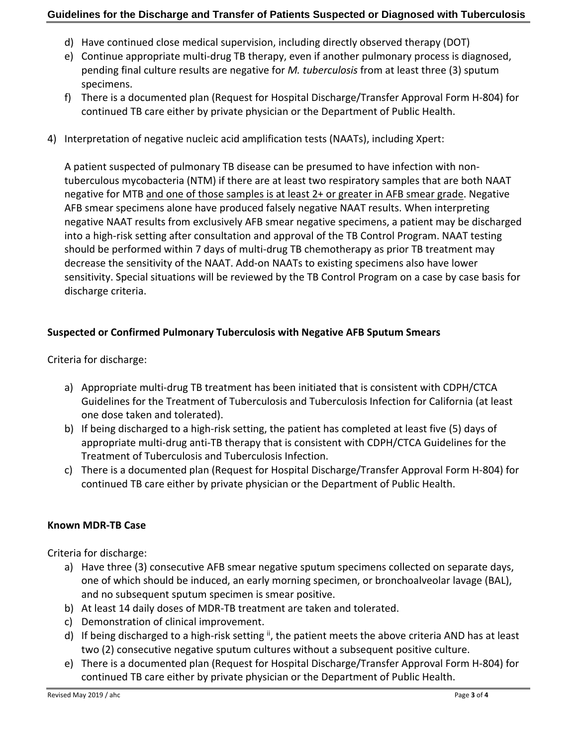d) Have continued close medical supervision, including directly observed therapy (DOT)
e) Continue appropriate multi-drug TB therapy, even if another pulmonary process is diagnosed, pending final culture results are negative for *M. tuberculosis* from at least three (3) sputum specimens.
f) There is a documented plan (Request for Hospital Discharge/Transfer Approval Form H-804) for continued TB care either by private physician or the Department of Public Health.

4) Interpretation of negative nucleic acid amplification tests (NAATs), including Xpert:

A patient suspected of pulmonary TB disease can be presumed to have infection with non-tuberculous mycobacteria (NTM) if there are at least two respiratory samples that are both NAAT negative for MTB <u>and one of those samples is at least 2+ or greater in AFB smear grade</u>. Negative AFB smear specimens alone have produced falsely negative NAAT results. When interpreting negative NAAT results from exclusively AFB smear negative specimens, a patient may be discharged into a high-risk setting after consultation and approval of the TB Control Program. NAAT testing should be performed within 7 days of multi-drug TB chemotherapy as prior TB treatment may decrease the sensitivity of the NAAT. Add-on NAATs to existing specimens also have lower sensitivity. Special situations will be reviewed by the TB Control Program on a case by case basis for discharge criteria.

**Suspected or Confirmed Pulmonary Tuberculosis with Negative AFB Sputum Smears**

Criteria for discharge:

a) Appropriate multi-drug TB treatment has been initiated that is consistent with CDPH/CTCA Guidelines for the Treatment of Tuberculosis and Tuberculosis Infection for California (at least one dose taken and tolerated).
b) If being discharged to a high-risk setting, the patient has completed at least five (5) days of appropriate multi-drug anti-TB therapy that is consistent with CDPH/CTCA Guidelines for the Treatment of Tuberculosis and Tuberculosis Infection.
c) There is a documented plan (Request for Hospital Discharge/Transfer Approval Form H-804) for continued TB care either by private physician or the Department of Public Health.

**Known MDR-TB Case**

Criteria for discharge:

a) Have three (3) consecutive AFB smear negative sputum specimens collected on separate days, one of which should be induced, an early morning specimen, or bronchoalveolar lavage (BAL), and no subsequent sputum specimen is smear positive.
b) At least 14 daily doses of MDR-TB treatment are taken and tolerated.
c) Demonstration of clinical improvement.
d) If being discharged to a high-risk setting [ii], the patient meets the above criteria AND has at least two (2) consecutive negative sputum cultures without a subsequent positive culture.
e) There is a documented plan (Request for Hospital Discharge/Transfer Approval Form H-804) for continued TB care either by private physician or the Department of Public Health.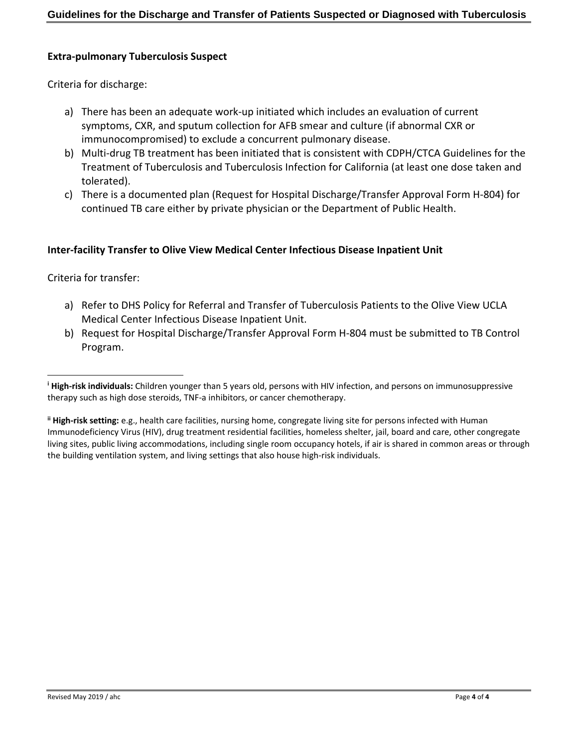**Extra-pulmonary Tuberculosis Suspect**

Criteria for discharge:

a) There has been an adequate work-up initiated which includes an evaluation of current symptoms, CXR, and sputum collection for AFB smear and culture (if abnormal CXR or immunocompromised) to exclude a concurrent pulmonary disease.
b) Multi-drug TB treatment has been initiated that is consistent with CDPH/CTCA Guidelines for the Treatment of Tuberculosis and Tuberculosis Infection for California (at least one dose taken and tolerated).
c) There is a documented plan (Request for Hospital Discharge/Transfer Approval Form H-804) for continued TB care either by private physician or the Department of Public Health.

**Inter-facility Transfer to Olive View Medical Center Infectious Disease Inpatient Unit**

Criteria for transfer:

a) Refer to DHS Policy for Referral and Transfer of Tuberculosis Patients to the Olive View UCLA Medical Center Infectious Disease Inpatient Unit.
b) Request for Hospital Discharge/Transfer Approval Form H-804 must be submitted to TB Control Program.

---

[i] **High-risk individuals:** Children younger than 5 years old, persons with HIV infection, and persons on immunosuppressive therapy such as high dose steroids, TNF-a inhibitors, or cancer chemotherapy.

[ii] **High-risk setting:** e.g., health care facilities, nursing home, congregate living site for persons infected with Human Immunodeficiency Virus (HIV), drug treatment residential facilities, homeless shelter, jail, board and care, other congregate living sites, public living accommodations, including single room occupancy hotels, if air is shared in common areas or through the building ventilation system, and living settings that also house high-risk individuals.

Revised May 2019 / ahc